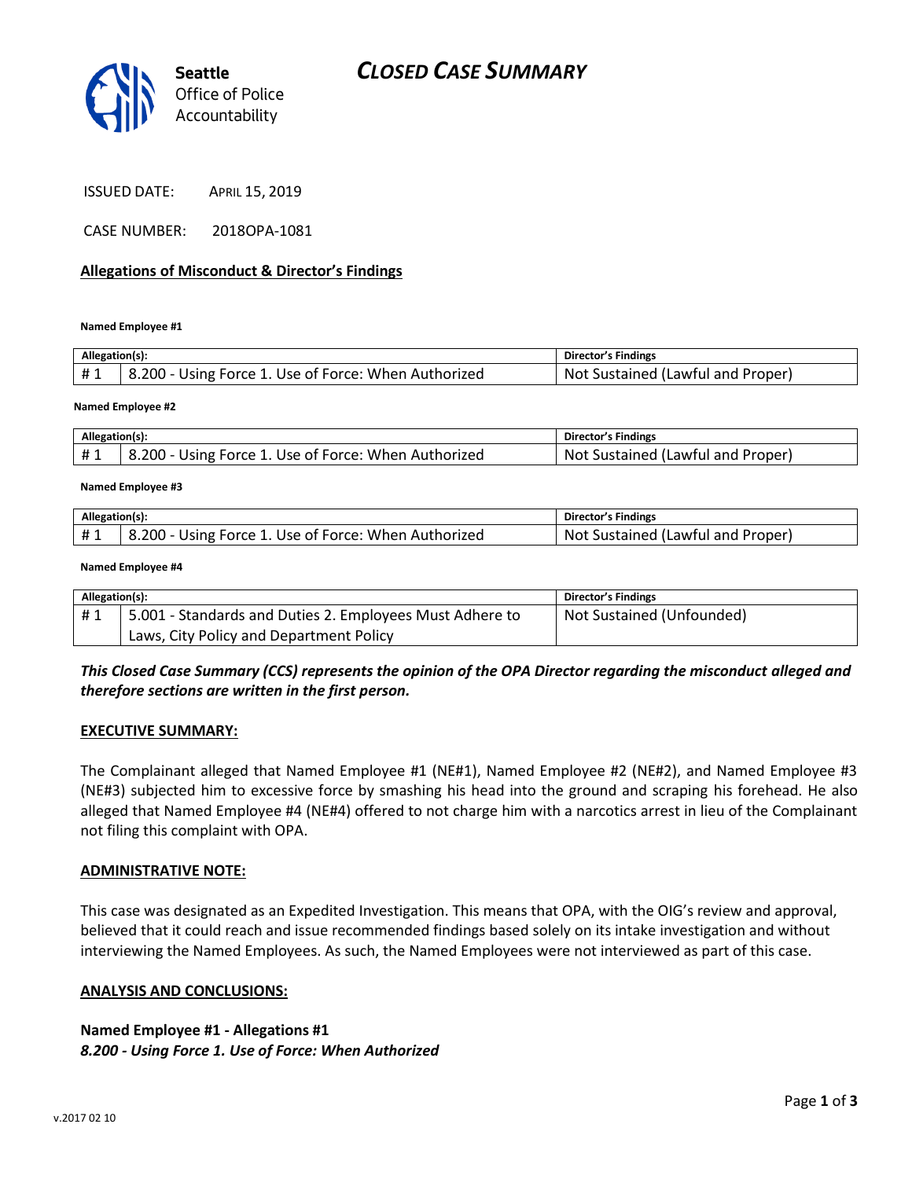Seattle Office of Police Accountability

# CLOSED CASE SUMMARY

ISSUED DATE: April 15, 2019

CASE NUMBER: 2018OPA-1081

## Allegations of Misconduct & Director's Findings

**Named Employee #1**

| Allegation(s): | | Director's Findings |
|---|---|---|
| # 1 | 8.200 - Using Force 1. Use of Force: When Authorized | Not Sustained (Lawful and Proper) |

**Named Employee #2**

| Allegation(s): | | Director's Findings |
|---|---|---|
| # 1 | 8.200 - Using Force 1. Use of Force: When Authorized | Not Sustained (Lawful and Proper) |

**Named Employee #3**

| Allegation(s): | | Director's Findings |
|---|---|---|
| # 1 | 8.200 - Using Force 1. Use of Force: When Authorized | Not Sustained (Lawful and Proper) |

**Named Employee #4**

| Allegation(s): | | Director's Findings |
|---|---|---|
| # 1 | 5.001 - Standards and Duties 2. Employees Must Adhere to Laws, City Policy and Department Policy | Not Sustained (Unfounded) |

***This Closed Case Summary (CCS) represents the opinion of the OPA Director regarding the misconduct alleged and therefore sections are written in the first person.***

## EXECUTIVE SUMMARY:

The Complainant alleged that Named Employee #1 (NE#1), Named Employee #2 (NE#2), and Named Employee #3 (NE#3) subjected him to excessive force by smashing his head into the ground and scraping his forehead. He also alleged that Named Employee #4 (NE#4) offered to not charge him with a narcotics arrest in lieu of the Complainant not filing this complaint with OPA.

## ADMINISTRATIVE NOTE:

This case was designated as an Expedited Investigation. This means that OPA, with the OIG's review and approval, believed that it could reach and issue recommended findings based solely on its intake investigation and without interviewing the Named Employees. As such, the Named Employees were not interviewed as part of this case.

## ANALYSIS AND CONCLUSIONS:

**Named Employee #1 - Allegations #1**
***8.200 - Using Force 1. Use of Force: When Authorized***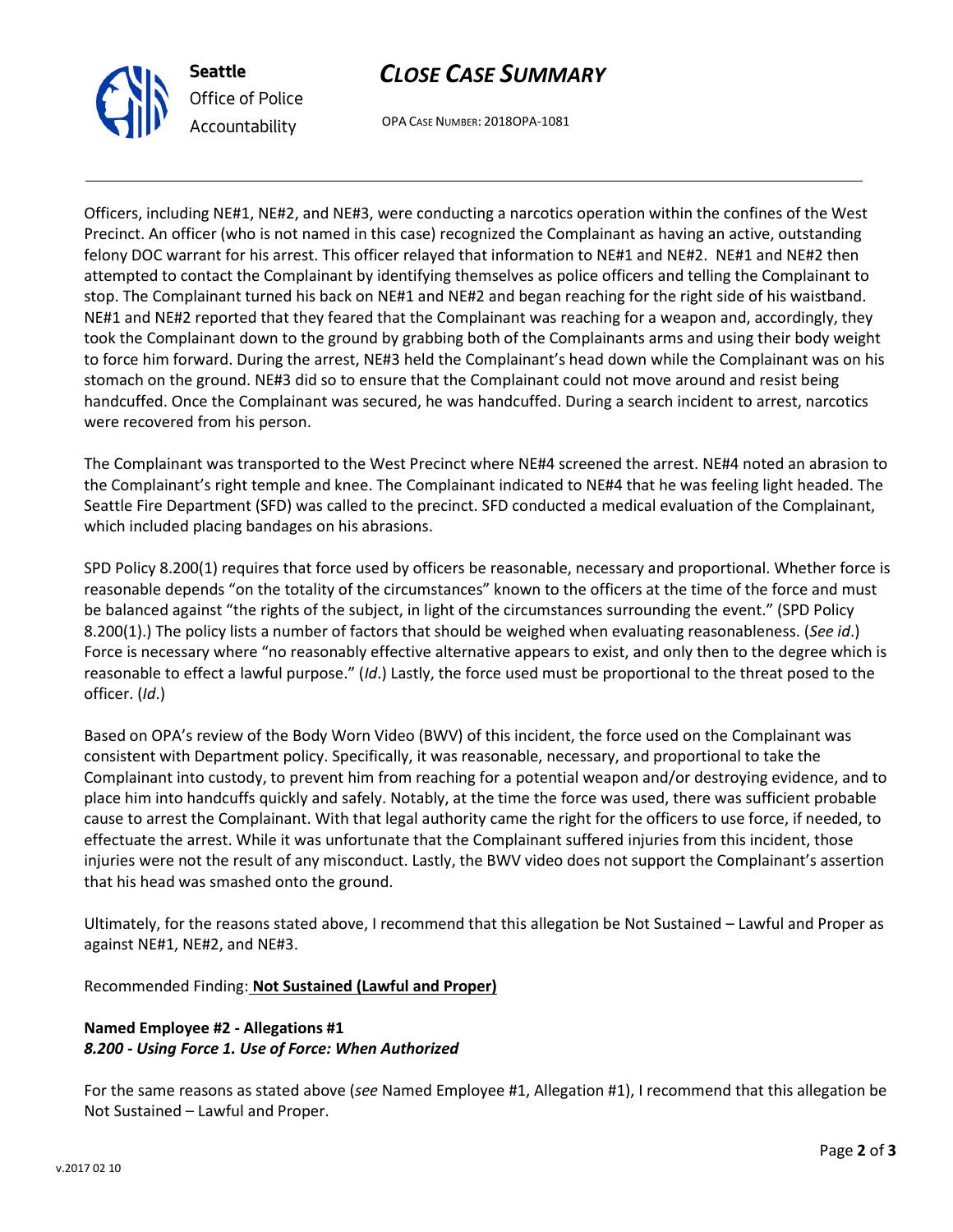Officers, including NE#1, NE#2, and NE#3, were conducting a narcotics operation within the confines of the West Precinct. An officer (who is not named in this case) recognized the Complainant as having an active, outstanding felony DOC warrant for his arrest. This officer relayed that information to NE#1 and NE#2. NE#1 and NE#2 then attempted to contact the Complainant by identifying themselves as police officers and telling the Complainant to stop. The Complainant turned his back on NE#1 and NE#2 and began reaching for the right side of his waistband. NE#1 and NE#2 reported that they feared that the Complainant was reaching for a weapon and, accordingly, they took the Complainant down to the ground by grabbing both of the Complainants arms and using their body weight to force him forward. During the arrest, NE#3 held the Complainant's head down while the Complainant was on his stomach on the ground. NE#3 did so to ensure that the Complainant could not move around and resist being handcuffed. Once the Complainant was secured, he was handcuffed. During a search incident to arrest, narcotics were recovered from his person.

The Complainant was transported to the West Precinct where NE#4 screened the arrest. NE#4 noted an abrasion to the Complainant's right temple and knee. The Complainant indicated to NE#4 that he was feeling light headed. The Seattle Fire Department (SFD) was called to the precinct. SFD conducted a medical evaluation of the Complainant, which included placing bandages on his abrasions.

SPD Policy 8.200(1) requires that force used by officers be reasonable, necessary and proportional. Whether force is reasonable depends "on the totality of the circumstances" known to the officers at the time of the force and must be balanced against "the rights of the subject, in light of the circumstances surrounding the event." (SPD Policy 8.200(1).) The policy lists a number of factors that should be weighed when evaluating reasonableness. (*See id*.) Force is necessary where "no reasonably effective alternative appears to exist, and only then to the degree which is reasonable to effect a lawful purpose." (*Id*.) Lastly, the force used must be proportional to the threat posed to the officer. (*Id*.)

Based on OPA's review of the Body Worn Video (BWV) of this incident, the force used on the Complainant was consistent with Department policy. Specifically, it was reasonable, necessary, and proportional to take the Complainant into custody, to prevent him from reaching for a potential weapon and/or destroying evidence, and to place him into handcuffs quickly and safely. Notably, at the time the force was used, there was sufficient probable cause to arrest the Complainant. With that legal authority came the right for the officers to use force, if needed, to effectuate the arrest. While it was unfortunate that the Complainant suffered injuries from this incident, those injuries were not the result of any misconduct. Lastly, the BWV video does not support the Complainant's assertion that his head was smashed onto the ground.

Ultimately, for the reasons stated above, I recommend that this allegation be Not Sustained – Lawful and Proper as against NE#1, NE#2, and NE#3.

Recommended Finding: **Not Sustained (Lawful and Proper)**

**Named Employee #2 - Allegations #1**
***8.200 - Using Force 1. Use of Force: When Authorized***

For the same reasons as stated above (*see* Named Employee #1, Allegation #1), I recommend that this allegation be Not Sustained – Lawful and Proper.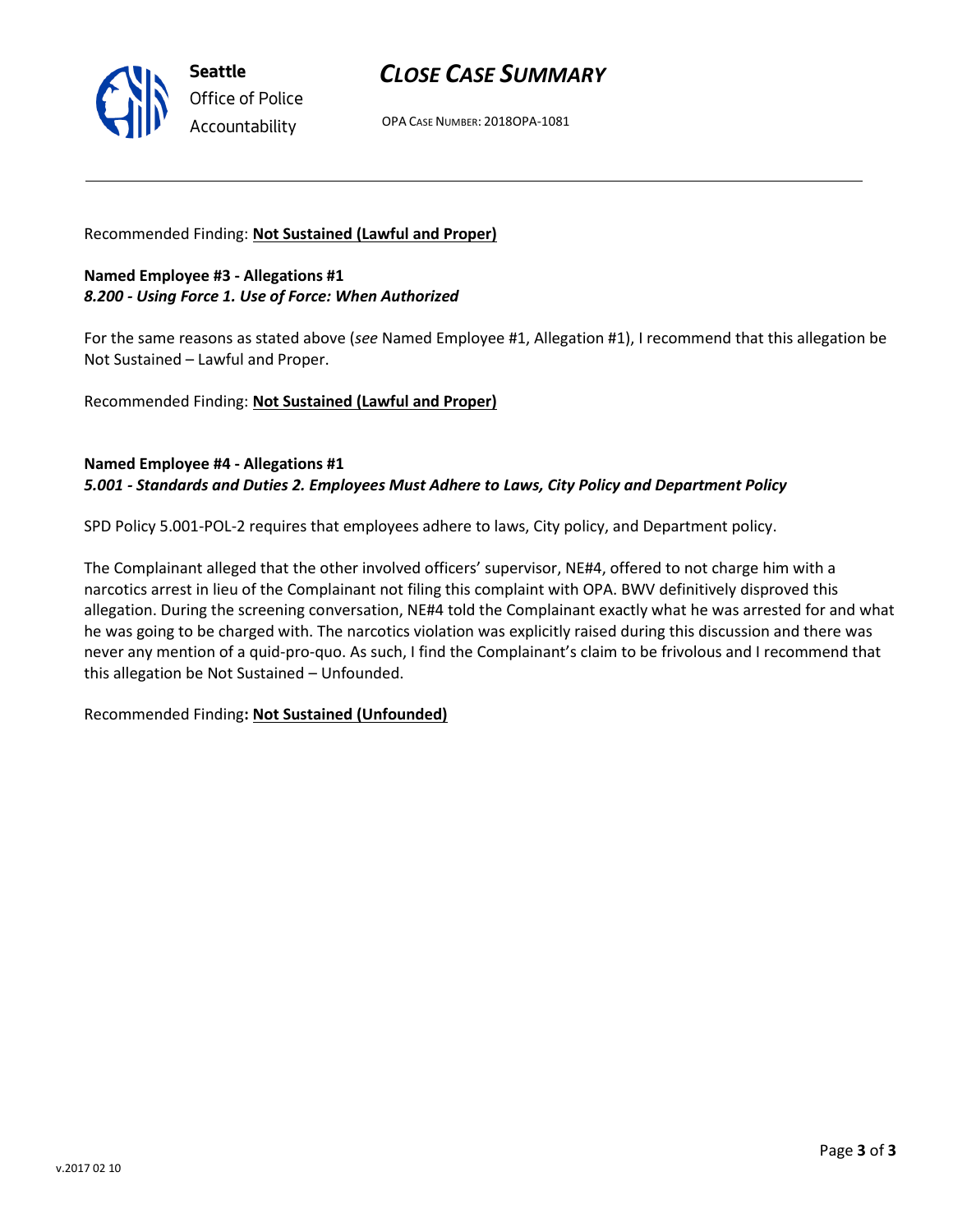Recommended Finding: **Not Sustained (Lawful and Proper)**

**Named Employee #3 - Allegations #1**
***8.200 - Using Force 1. Use of Force: When Authorized***

For the same reasons as stated above (*see* Named Employee #1, Allegation #1), I recommend that this allegation be Not Sustained – Lawful and Proper.

Recommended Finding: **Not Sustained (Lawful and Proper)**

**Named Employee #4 - Allegations #1**
***5.001 - Standards and Duties 2. Employees Must Adhere to Laws, City Policy and Department Policy***

SPD Policy 5.001-POL-2 requires that employees adhere to laws, City policy, and Department policy.

The Complainant alleged that the other involved officers' supervisor, NE#4, offered to not charge him with a narcotics arrest in lieu of the Complainant not filing this complaint with OPA. BWV definitively disproved this allegation. During the screening conversation, NE#4 told the Complainant exactly what he was arrested for and what he was going to be charged with. The narcotics violation was explicitly raised during this discussion and there was never any mention of a quid-pro-quo. As such, I find the Complainant's claim to be frivolous and I recommend that this allegation be Not Sustained – Unfounded.

Recommended Finding**: Not Sustained (Unfounded)**